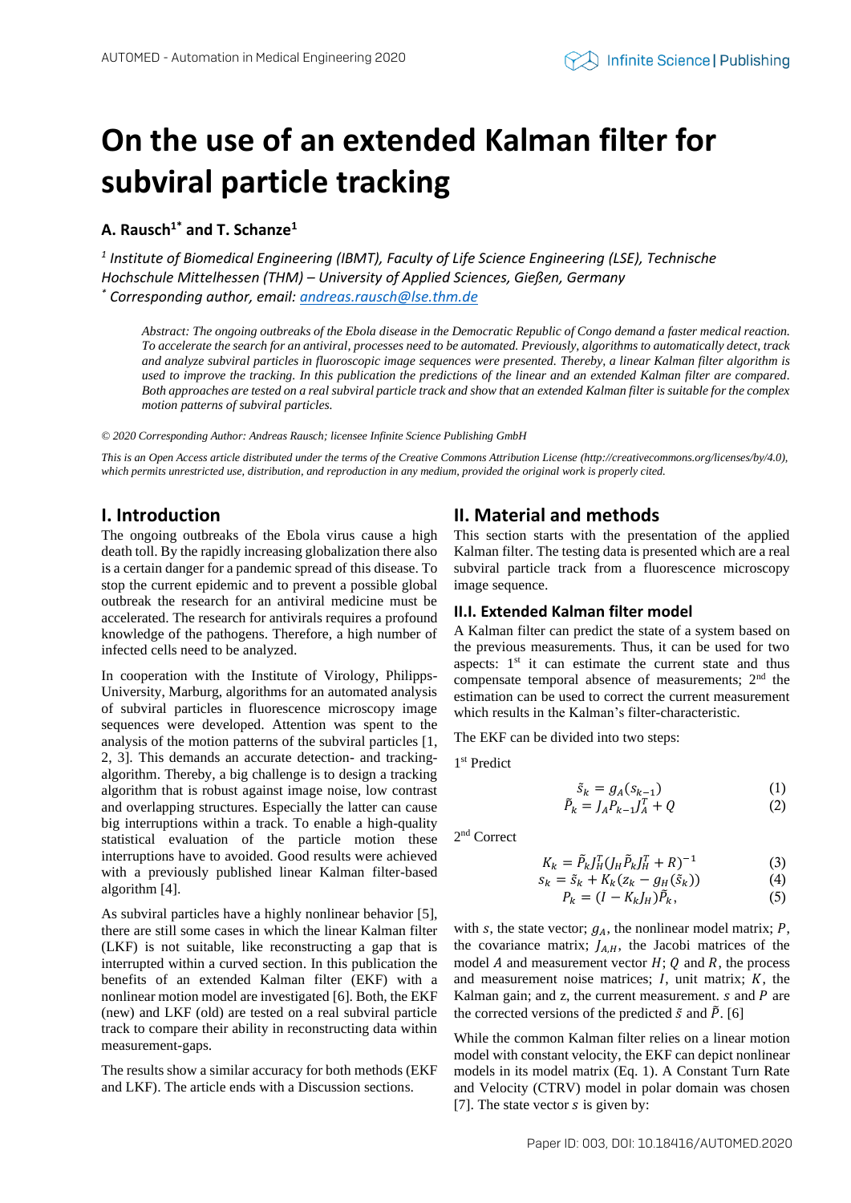# On the use of an extended Kalman filter for subviral particle tracking

**A. Rausch[1*] and T. Schanze[1]**

*[1] Institute of Biomedical Engineering (IBMT), Faculty of Life Science Engineering (LSE), Technische Hochschule Mittelhessen (THM) – University of Applied Sciences, Gießen, Germany*
*[*] Corresponding author, email: andreas.rausch@lse.thm.de*

*Abstract: The ongoing outbreaks of the Ebola disease in the Democratic Republic of Congo demand a faster medical reaction. To accelerate the search for an antiviral, processes need to be automated. Previously, algorithms to automatically detect, track and analyze subviral particles in fluoroscopic image sequences were presented. Thereby, a linear Kalman filter algorithm is used to improve the tracking. In this publication the predictions of the linear and an extended Kalman filter are compared. Both approaches are tested on a real subviral particle track and show that an extended Kalman filter is suitable for the complex motion patterns of subviral particles.*

*© 2020 Corresponding Author: Andreas Rausch; licensee Infinite Science Publishing GmbH*

*This is an Open Access article distributed under the terms of the Creative Commons Attribution License (http://creativecommons.org/licenses/by/4.0), which permits unrestricted use, distribution, and reproduction in any medium, provided the original work is properly cited.*

## I. Introduction

The ongoing outbreaks of the Ebola virus cause a high death toll. By the rapidly increasing globalization there also is a certain danger for a pandemic spread of this disease. To stop the current epidemic and to prevent a possible global outbreak the research for an antiviral medicine must be accelerated. The research for antivirals requires a profound knowledge of the pathogens. Therefore, a high number of infected cells need to be analyzed.

In cooperation with the Institute of Virology, Philipps-University, Marburg, algorithms for an automated analysis of subviral particles in fluorescence microscopy image sequences were developed. Attention was spent to the analysis of the motion patterns of the subviral particles [1, 2, 3]. This demands an accurate detection- and tracking-algorithm. Thereby, a big challenge is to design a tracking algorithm that is robust against image noise, low contrast and overlapping structures. Especially the latter can cause big interruptions within a track. To enable a high-quality statistical evaluation of the particle motion these interruptions have to avoided. Good results were achieved with a previously published linear Kalman filter-based algorithm [4].

As subviral particles have a highly nonlinear behavior [5], there are still some cases in which the linear Kalman filter (LKF) is not suitable, like reconstructing a gap that is interrupted within a curved section. In this publication the benefits of an extended Kalman filter (EKF) with a nonlinear motion model are investigated [6]. Both, the EKF (new) and LKF (old) are tested on a real subviral particle track to compare their ability in reconstructing data within measurement-gaps.

The results show a similar accuracy for both methods (EKF and LKF). The article ends with a Discussion sections.

## II. Material and methods

This section starts with the presentation of the applied Kalman filter. The testing data is presented which are a real subviral particle track from a fluorescence microscopy image sequence.

### II.I. Extended Kalman filter model

A Kalman filter can predict the state of a system based on the previous measurements. Thus, it can be used for two aspects: 1st it can estimate the current state and thus compensate temporal absence of measurements; 2nd the estimation can be used to correct the current measurement which results in the Kalman's filter-characteristic.

The EKF can be divided into two steps:

1st Predict

$$\tilde{s}_k = g_A(s_{k-1}) \tag{1}$$
$$\tilde{P}_k = J_A P_{k-1} J_A^T + Q \tag{2}$$

2nd Correct

$$K_k = \tilde{P}_k J_H^T (J_H \tilde{P}_k J_H^T + R)^{-1} \tag{3}$$
$$s_k = \tilde{s}_k + K_k(z_k - g_H(\tilde{s}_k)) \tag{4}$$
$$P_k = (I - K_k J_H)\tilde{P}_k, \tag{5}$$

with $s$, the state vector; $g_A$, the nonlinear model matrix; $P$, the covariance matrix; $J_{A,H}$, the Jacobi matrices of the model $A$ and measurement vector $H$; $Q$ and $R$, the process and measurement noise matrices; $I$, unit matrix; $K$, the Kalman gain; and z, the current measurement. $s$ and $P$ are the corrected versions of the predicted $\tilde{s}$ and $\tilde{P}$. [6]

While the common Kalman filter relies on a linear motion model with constant velocity, the EKF can depict nonlinear models in its model matrix (Eq. 1). A Constant Turn Rate and Velocity (CTRV) model in polar domain was chosen [7]. The state vector $s$ is given by: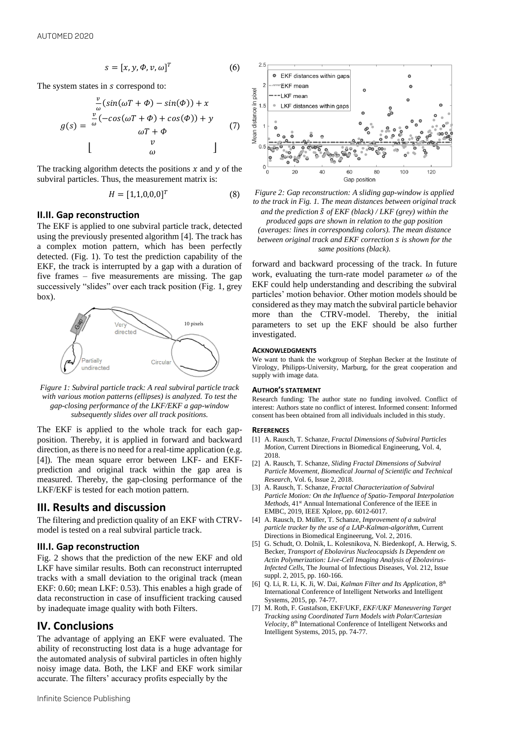$$s = [x, y, \Phi, v, \omega]^T \tag{6}$$

The system states in $s$ correspond to:

$$g(s) = \begin{bmatrix} \frac{v}{\omega}(\sin(\omega T + \Phi) - \sin(\Phi)) + x \\ \frac{v}{\omega}(-\cos(\omega T + \Phi) + \cos(\Phi)) + y \\ \omega T + \Phi \\ v \\ \omega \end{bmatrix} \tag{7}$$

The tracking algorithm detects the positions $x$ and $y$ of the subviral particles. Thus, the measurement matrix is:

$$H = [1,1,0,0,0]^T \tag{8}$$

### II.II. Gap reconstruction

The EKF is applied to one subviral particle track, detected using the previously presented algorithm [4]. The track has a complex motion pattern, which has been perfectly detected. (Fig. 1). To test the prediction capability of the EKF, the track is interrupted by a gap with a duration of five frames – five measurements are missing. The gap successively "slides" over each track position (Fig. 1, grey box).

Gap
Very directed
10 pixels
Partially undirected
Circular

*Figure 1: Subviral particle track: A real subviral particle track with various motion patterns (ellipses) is analyzed. To test the gap-closing performance of the LKF/EKF a gap-window subsequently slides over all track positions.*

The EKF is applied to the whole track for each gap-position. Thereby, it is applied in forward and backward direction, as there is no need for a real-time application (e.g. [4]). The mean square error between LKF- and EKF-prediction and original track within the gap area is measured. Thereby, the gap-closing performance of the LKF/EKF is tested for each motion pattern.

## III. Results and discussion

The filtering and prediction quality of an EKF with CTRV-model is tested on a real subviral particle track.

### III.I. Gap reconstruction

Fig. 2 shows that the prediction of the new EKF and old LKF have similar results. Both can reconstruct interrupted tracks with a small deviation to the original track (mean EKF: 0.60; mean LKF: 0.53). This enables a high grade of data reconstruction in case of insufficient tracking caused by inadequate image quality with both Filters.

## IV. Conclusions

The advantage of applying an EKF were evaluated. The ability of reconstructing lost data is a huge advantage for the automated analysis of subviral particles in often highly noisy image data. Both, the LKF and EKF work similar accurate. The filters' accuracy profits especially by the forward and backward processing of the track. In future work, evaluating the turn-rate model parameter $\omega$ of the EKF could help understanding and describing the subviral particles' motion behavior. Other motion models should be considered as they may match the subviral particle behavior more than the CTRV-model. Thereby, the initial parameters to set up the EKF should be also further investigated.

Mean distance in pixel
2.5
2
1.5
1
0.5
0
0
20
40
60
80
100
120
Gap position
EKF distances within gaps
EKF mean
LKF mean
LKF distances within gaps

*Figure 2: Gap reconstruction: A sliding gap-window is applied to the track in Fig. 1. The mean distances between original track and the prediction $\tilde{s}$ of EKF (black) / LKF (grey) within the produced gaps are shown in relation to the gap position (averages: lines in corresponding colors). The mean distance between original track and EKF correction $s$ is shown for the same positions (black).*

#### Acknowledgments

We want to thank the workgroup of Stephan Becker at the Institute of Virology, Philipps-University, Marburg, for the great cooperation and supply with image data.

#### Author's statement

Research funding: The author state no funding involved. Conflict of interest: Authors state no conflict of interest. Informed consent: Informed consent has been obtained from all individuals included in this study.

#### References

[1] A. Rausch, T. Schanze, *Fractal Dimensions of Subviral Particles Motion*, Current Directions in Biomedical Engineerung, Vol. 4, 2018.

[2] A. Rausch, T. Schanze, *Sliding Fractal Dimensions of Subviral Particle Movement, Biomedical Journal of Scientific and Technical Research*, Vol. 6, Issue 2, 2018.

[3] A. Rausch, T. Schanze, *Fractal Characterization of Subviral Particle Motion: On the Influence of Spatio-Temporal Interpolation Methods*, 41st Annual International Conference of the IEEE in EMBC, 2019, IEEE Xplore, pp. 6012-6017.

[4] A. Rausch, D. Müller, T. Schanze, *Improvement of a subviral particle tracker by the use of a LAP-Kalman-algorithm*, Current Directions in Biomedical Engineerung, Vol. 2, 2016.

[5] G. Schudt, O. Dolnik, L. Kolesnikova, N. Biedenkopf, A. Herwig, S. Becker, *Transport of Ebolavirus Nucleocapsids Is Dependent on Actin Polymerization: Live-Cell Imaging Analysis of Ebolavirus-Infected Cells*, The Journal of Infectious Diseases, Vol. 212, Issue suppl. 2, 2015, pp. 160-166.

[6] Q. Li, R. Li, K. Ji, W. Dai, *Kalman Filter and Its Application*, 8th International Conference of Intelligent Networks and Intelligent Systems, 2015, pp. 74-77.

[7] M. Roth, F. Gustafson, EKF/UKF, *EKF/UKF Maneuvering Target Tracking using Coordinated Turn Models with Polar/Cartesian Velocity*, 8th International Conference of Intelligent Networks and Intelligent Systems, 2015, pp. 74-77.